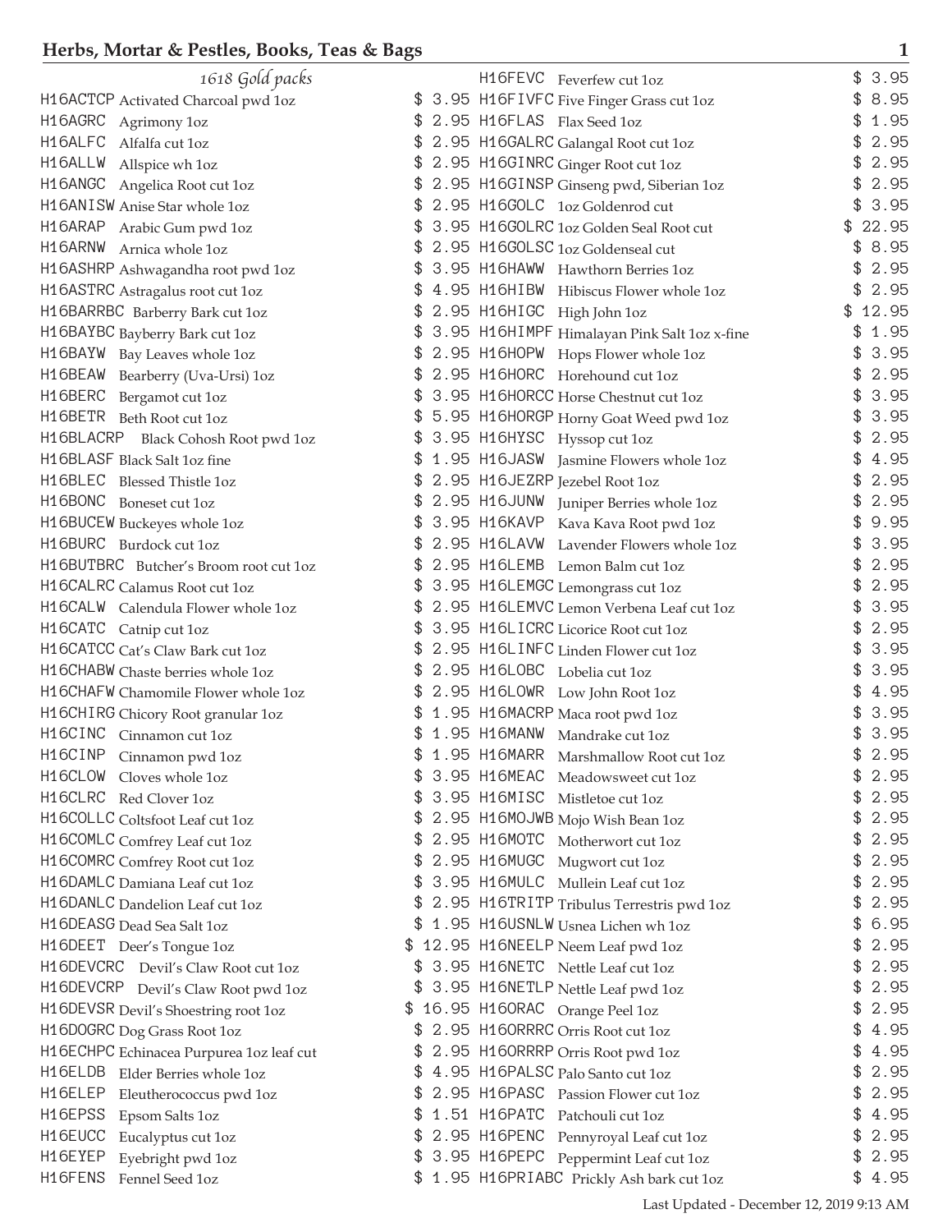## 1618 Gold packs

| Code | Description | Price |
|---|---|---|
| H16ACTCP | Activated Charcoal pwd 1oz | $ 3.95 |
| H16AGRC | Agrimony 1oz | $ 2.95 |
| H16ALFC | Alfalfa cut 1oz | $ 2.95 |
| H16ALLW | Allspice wh 1oz | $ 2.95 |
| H16ANGC | Angelica Root cut 1oz | $ 2.95 |
| H16ANISW | Anise Star whole 1oz | $ 2.95 |
| H16ARAP | Arabic Gum pwd 1oz | $ 3.95 |
| H16ARNW | Arnica whole 1oz | $ 2.95 |
| H16ASHRP | Ashwagandha root pwd 1oz | $ 3.95 |
| H16ASTRC | Astragalus root cut 1oz | $ 4.95 |
| H16BARRBC | Barberry Bark cut 1oz | $ 2.95 |
| H16BAYBC | Bayberry Bark cut 1oz | $ 3.95 |
| H16BAYW | Bay Leaves whole 1oz | $ 2.95 |
| H16BEAW | Bearberry (Uva-Ursi) 1oz | $ 2.95 |
| H16BERC | Bergamot cut 1oz | $ 3.95 |
| H16BETR | Beth Root cut 1oz | $ 5.95 |
| H16BLACRP | Black Cohosh Root pwd 1oz | $ 3.95 |
| H16BLASF | Black Salt 1oz fine | $ 1.95 |
| H16BLEC | Blessed Thistle 1oz | $ 2.95 |
| H16BONC | Boneset cut 1oz | $ 2.95 |
| H16BUCEW | Buckeyes whole 1oz | $ 3.95 |
| H16BURC | Burdock cut 1oz | $ 2.95 |
| H16BUTBRC | Butcher's Broom root cut 1oz | $ 2.95 |
| H16CALRC | Calamus Root cut 1oz | $ 3.95 |
| H16CALW | Calendula Flower whole 1oz | $ 2.95 |
| H16CATC | Catnip cut 1oz | $ 3.95 |
| H16CATCC | Cat's Claw Bark cut 1oz | $ 2.95 |
| H16CHABW | Chaste berries whole 1oz | $ 2.95 |
| H16CHAFW | Chamomile Flower whole 1oz | $ 2.95 |
| H16CHIRG | Chicory Root granular 1oz | $ 1.95 |
| H16CINC | Cinnamon cut 1oz | $ 1.95 |
| H16CINP | Cinnamon pwd 1oz | $ 1.95 |
| H16CLOW | Cloves whole 1oz | $ 3.95 |
| H16CLRC | Red Clover 1oz | $ 3.95 |
| H16COLLC | Coltsfoot Leaf cut 1oz | $ 2.95 |
| H16COMLC | Comfrey Leaf cut 1oz | $ 2.95 |
| H16COMRC | Comfrey Root cut 1oz | $ 2.95 |
| H16DAMLC | Damiana Leaf cut 1oz | $ 3.95 |
| H16DANLC | Dandelion Leaf cut 1oz | $ 2.95 |
| H16DEASG | Dead Sea Salt 1oz | $ 1.95 |
| H16DEET | Deer's Tongue 1oz | $ 12.95 |
| H16DEVCRC | Devil's Claw Root cut 1oz | $ 3.95 |
| H16DEVCRP | Devil's Claw Root pwd 1oz | $ 3.95 |
| H16DEVSR | Devil's Shoestring root 1oz | $ 16.95 |
| H16DOGRC | Dog Grass Root 1oz | $ 2.95 |
| H16ECHPC | Echinacea Purpurea 1oz leaf cut | $ 2.95 |
| H16ELDB | Elder Berries whole 1oz | $ 4.95 |
| H16ELEP | Eleutherococcus pwd 1oz | $ 2.95 |
| H16EPSS | Epsom Salts 1oz | $ 1.51 |
| H16EUCC | Eucalyptus cut 1oz | $ 2.95 |
| H16EYEP | Eyebright pwd 1oz | $ 3.95 |
| H16FENS | Fennel Seed 1oz | $ 1.95 |
| H16FEVC | Feverfew cut 1oz | $ 3.95 |
| H16FIVFC | Five Finger Grass cut 1oz | $ 8.95 |
| H16FLAS | Flax Seed 1oz | $ 1.95 |
| H16GALRC | Galangal Root cut 1oz | $ 2.95 |
| H16GINRC | Ginger Root cut 1oz | $ 2.95 |
| H16GINSP | Ginseng pwd, Siberian 1oz | $ 2.95 |
| H16GOLC | 1oz Goldenrod cut | $ 3.95 |
| H16GOLRC | 1oz Golden Seal Root cut | $ 22.95 |
| H16GOLSC | 1oz Goldenseal cut | $ 8.95 |
| H16HAWW | Hawthorn Berries 1oz | $ 2.95 |
| H16HIBW | Hibiscus Flower whole 1oz | $ 2.95 |
| H16HIGC | High John 1oz | $ 12.95 |
| H16HIMPF | Himalayan Pink Salt 1oz x-fine | $ 1.95 |
| H16HOPW | Hops Flower whole 1oz | $ 3.95 |
| H16HORC | Horehound cut 1oz | $ 2.95 |
| H16HORCC | Horse Chestnut cut 1oz | $ 3.95 |
| H16HORGP | Horny Goat Weed pwd 1oz | $ 3.95 |
| H16HYSC | Hyssop cut 1oz | $ 2.95 |
| H16JASW | Jasmine Flowers whole 1oz | $ 4.95 |
| H16JEZRP | Jezebel Root 1oz | $ 2.95 |
| H16JUNW | Juniper Berries whole 1oz | $ 2.95 |
| H16KAVP | Kava Kava Root pwd 1oz | $ 9.95 |
| H16LAVW | Lavender Flowers whole 1oz | $ 3.95 |
| H16LEMB | Lemon Balm cut 1oz | $ 2.95 |
| H16LEMGC | Lemongrass cut 1oz | $ 2.95 |
| H16LEMVC | Lemon Verbena Leaf cut 1oz | $ 3.95 |
| H16LICRC | Licorice Root cut 1oz | $ 2.95 |
| H16LINFC | Linden Flower cut 1oz | $ 3.95 |
| H16LOBC | Lobelia cut 1oz | $ 3.95 |
| H16LOWR | Low John Root 1oz | $ 4.95 |
| H16MACRP | Maca root pwd 1oz | $ 3.95 |
| H16MANW | Mandrake cut 1oz | $ 3.95 |
| H16MARR | Marshmallow Root cut 1oz | $ 2.95 |
| H16MEAC | Meadowsweet cut 1oz | $ 2.95 |
| H16MISC | Mistletoe cut 1oz | $ 2.95 |
| H16MOJWB | Mojo Wish Bean 1oz | $ 2.95 |
| H16MOTC | Motherwort cut 1oz | $ 2.95 |
| H16MUGC | Mugwort cut 1oz | $ 2.95 |
| H16MULC | Mullein Leaf cut 1oz | $ 2.95 |
| H16TRITP | Tribulus Terrestris pwd 1oz | $ 2.95 |
| H16USNLW | Usnea Lichen wh 1oz | $ 6.95 |
| H16NEELP | Neem Leaf pwd 1oz | $ 2.95 |
| H16NETC | Nettle Leaf cut 1oz | $ 2.95 |
| H16NETLP | Nettle Leaf pwd 1oz | $ 2.95 |
| H16ORAC | Orange Peel 1oz | $ 2.95 |
| H16ORRRC | Orris Root cut 1oz | $ 4.95 |
| H16ORRRP | Orris Root pwd 1oz | $ 4.95 |
| H16PALSC | Palo Santo cut 1oz | $ 2.95 |
| H16PASC | Passion Flower cut 1oz | $ 2.95 |
| H16PATC | Patchouli cut 1oz | $ 4.95 |
| H16PENC | Pennyroyal Leaf cut 1oz | $ 2.95 |
| H16PEPC | Peppermint Leaf cut 1oz | $ 2.95 |
| H16PRIABC | Prickly Ash bark cut 1oz | $ 4.95 |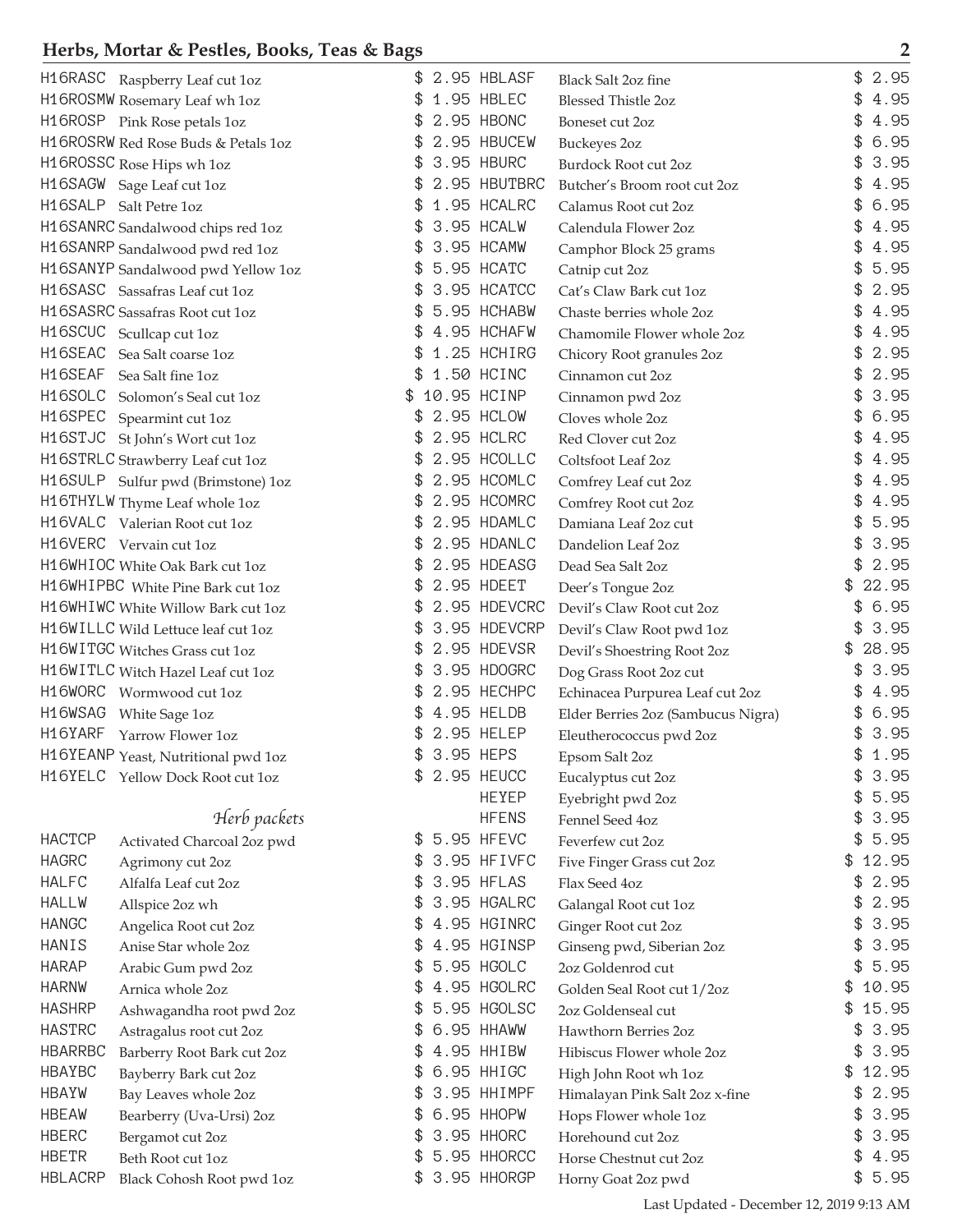## Herbs, Mortar & Pestles, Books, Teas & Bags

| Code | Description | Price |
|---|---|---|
| H16RASC | Raspberry Leaf cut 1oz | $ 2.95 |
| H16ROSMW | Rosemary Leaf wh 1oz | $ 1.95 |
| H16ROSP | Pink Rose petals 1oz | $ 2.95 |
| H16ROSRW | Red Rose Buds & Petals 1oz | $ 2.95 |
| H16ROSSC | Rose Hips wh 1oz | $ 3.95 |
| H16SAGW | Sage Leaf cut 1oz | $ 2.95 |
| H16SALP | Salt Petre 1oz | $ 1.95 |
| H16SANRC | Sandalwood chips red 1oz | $ 3.95 |
| H16SANRP | Sandalwood pwd red 1oz | $ 3.95 |
| H16SANYP | Sandalwood pwd Yellow 1oz | $ 5.95 |
| H16SASC | Sassafras Leaf cut 1oz | $ 3.95 |
| H16SASRC | Sassafras Root cut 1oz | $ 5.95 |
| H16SCUC | Scullcap cut 1oz | $ 4.95 |
| H16SEAC | Sea Salt coarse 1oz | $ 1.25 |
| H16SEAF | Sea Salt fine 1oz | $ 1.50 |
| H16SOLC | Solomon's Seal cut 1oz | $ 10.95 |
| H16SPEC | Spearmint cut 1oz | $ 2.95 |
| H16STJC | St John's Wort cut 1oz | $ 2.95 |
| H16STRLC | Strawberry Leaf cut 1oz | $ 2.95 |
| H16SULP | Sulfur pwd (Brimstone) 1oz | $ 2.95 |
| H16THYLW | Thyme Leaf whole 1oz | $ 2.95 |
| H16VALC | Valerian Root cut 1oz | $ 2.95 |
| H16VERC | Vervain cut 1oz | $ 2.95 |
| H16WHIOC | White Oak Bark cut 1oz | $ 2.95 |
| H16WHIPBC | White Pine Bark cut 1oz | $ 2.95 |
| H16WHIWC | White Willow Bark cut 1oz | $ 2.95 |
| H16WILLC | Wild Lettuce leaf cut 1oz | $ 3.95 |
| H16WITGC | Witches Grass cut 1oz | $ 2.95 |
| H16WITLC | Witch Hazel Leaf cut 1oz | $ 3.95 |
| H16WORC | Wormwood cut 1oz | $ 2.95 |
| H16WSAG | White Sage 1oz | $ 4.95 |
| H16YARF | Yarrow Flower 1oz | $ 2.95 |
| H16YEANP | Yeast, Nutritional pwd 1oz | $ 3.95 |
| H16YELC | Yellow Dock Root cut 1oz | $ 2.95 |

### *Herb packets*

| Code | Description | Price |
|---|---|---|
| HACTCP | Activated Charcoal 2oz pwd | $ 5.95 |
| HAGRC | Agrimony cut 2oz | $ 3.95 |
| HALFC | Alfalfa Leaf cut 2oz | $ 3.95 |
| HALLW | Allspice 2oz wh | $ 3.95 |
| HANGC | Angelica Root cut 2oz | $ 4.95 |
| HANIS | Anise Star whole 2oz | $ 4.95 |
| HARAP | Arabic Gum pwd 2oz | $ 5.95 |
| HARNW | Arnica whole 2oz | $ 4.95 |
| HASHRP | Ashwagandha root pwd 2oz | $ 5.95 |
| HASTRC | Astragalus root cut 2oz | $ 6.95 |
| HBARRBC | Barberry Root Bark cut 2oz | $ 4.95 |
| HBAYBC | Bayberry Bark cut 2oz | $ 6.95 |
| HBAYW | Bay Leaves whole 2oz | $ 3.95 |
| HBEAW | Bearberry (Uva-Ursi) 2oz | $ 6.95 |
| HBERC | Bergamot cut 2oz | $ 3.95 |
| HBETR | Beth Root cut 1oz | $ 5.95 |
| HBLACRP | Black Cohosh Root pwd 1oz | $ 3.95 |
| HBLASF | Black Salt 2oz fine | $ 2.95 |
| HBLEC | Blessed Thistle 2oz | $ 4.95 |
| HBONC | Boneset cut 2oz | $ 4.95 |
| HBUCEW | Buckeyes 2oz | $ 6.95 |
| HBURC | Burdock Root cut 2oz | $ 3.95 |
| HBUTBRC | Butcher's Broom root cut 2oz | $ 4.95 |
| HCALRC | Calamus Root cut 2oz | $ 6.95 |
| HCALW | Calendula Flower 2oz | $ 4.95 |
| HCAMW | Camphor Block 25 grams | $ 4.95 |
| HCATC | Catnip cut 2oz | $ 5.95 |
| HCATCC | Cat's Claw Bark cut 1oz | $ 2.95 |
| HCHABW | Chaste berries whole 2oz | $ 4.95 |
| HCHAFW | Chamomile Flower whole 2oz | $ 4.95 |
| HCHIRG | Chicory Root granules 2oz | $ 2.95 |
| HCINC | Cinnamon cut 2oz | $ 2.95 |
| HCINP | Cinnamon pwd 2oz | $ 3.95 |
| HCLOW | Cloves whole 2oz | $ 6.95 |
| HCLRC | Red Clover cut 2oz | $ 4.95 |
| HCOLLC | Coltsfoot Leaf 2oz | $ 4.95 |
| HCOMLC | Comfrey Leaf cut 2oz | $ 4.95 |
| HCOMRC | Comfrey Root cut 2oz | $ 4.95 |
| HDAMLC | Damiana Leaf 2oz cut | $ 5.95 |
| HDANLC | Dandelion Leaf 2oz | $ 3.95 |
| HDEASG | Dead Sea Salt 2oz | $ 2.95 |
| HDEET | Deer's Tongue 2oz | $ 22.95 |
| HDEVCRC | Devil's Claw Root cut 2oz | $ 6.95 |
| HDEVCRP | Devil's Claw Root pwd 1oz | $ 3.95 |
| HDEVSR | Devil's Shoestring Root 2oz | $ 28.95 |
| HDOGRC | Dog Grass Root 2oz cut | $ 3.95 |
| HECHPC | Echinacea Purpurea Leaf cut 2oz | $ 4.95 |
| HELDB | Elder Berries 2oz (Sambucus Nigra) | $ 6.95 |
| HELEP | Eleutherococcus pwd 2oz | $ 3.95 |
| HEPS | Epsom Salt 2oz | $ 1.95 |
| HEUCC | Eucalyptus cut 2oz | $ 3.95 |
| HEYEP | Eyebright pwd 2oz | $ 5.95 |
| HFENS | Fennel Seed 4oz | $ 3.95 |
| HFEVC | Feverfew cut 2oz | $ 5.95 |
| HFIVFC | Five Finger Grass cut 2oz | $ 12.95 |
| HFLAS | Flax Seed 4oz | $ 2.95 |
| HGALRC | Galangal Root cut 1oz | $ 2.95 |
| HGINRC | Ginger Root cut 2oz | $ 3.95 |
| HGINSP | Ginseng pwd, Siberian 2oz | $ 3.95 |
| HGOLC | 2oz Goldenrod cut | $ 5.95 |
| HGOLRC | Golden Seal Root cut 1/2oz | $ 10.95 |
| HGOLSC | 2oz Goldenseal cut | $ 15.95 |
| HHAWW | Hawthorn Berries 2oz | $ 3.95 |
| HHIBW | Hibiscus Flower whole 2oz | $ 3.95 |
| HHIGC | High John Root wh 1oz | $ 12.95 |
| HHIMPF | Himalayan Pink Salt 2oz x-fine | $ 2.95 |
| HHOPW | Hops Flower whole 1oz | $ 3.95 |
| HHORC | Horehound cut 2oz | $ 3.95 |
| HHORCC | Horse Chestnut cut 2oz | $ 4.95 |
| HHORGP | Horny Goat 2oz pwd | $ 5.95 |

Last Updated - December 12, 2019 9:13 AM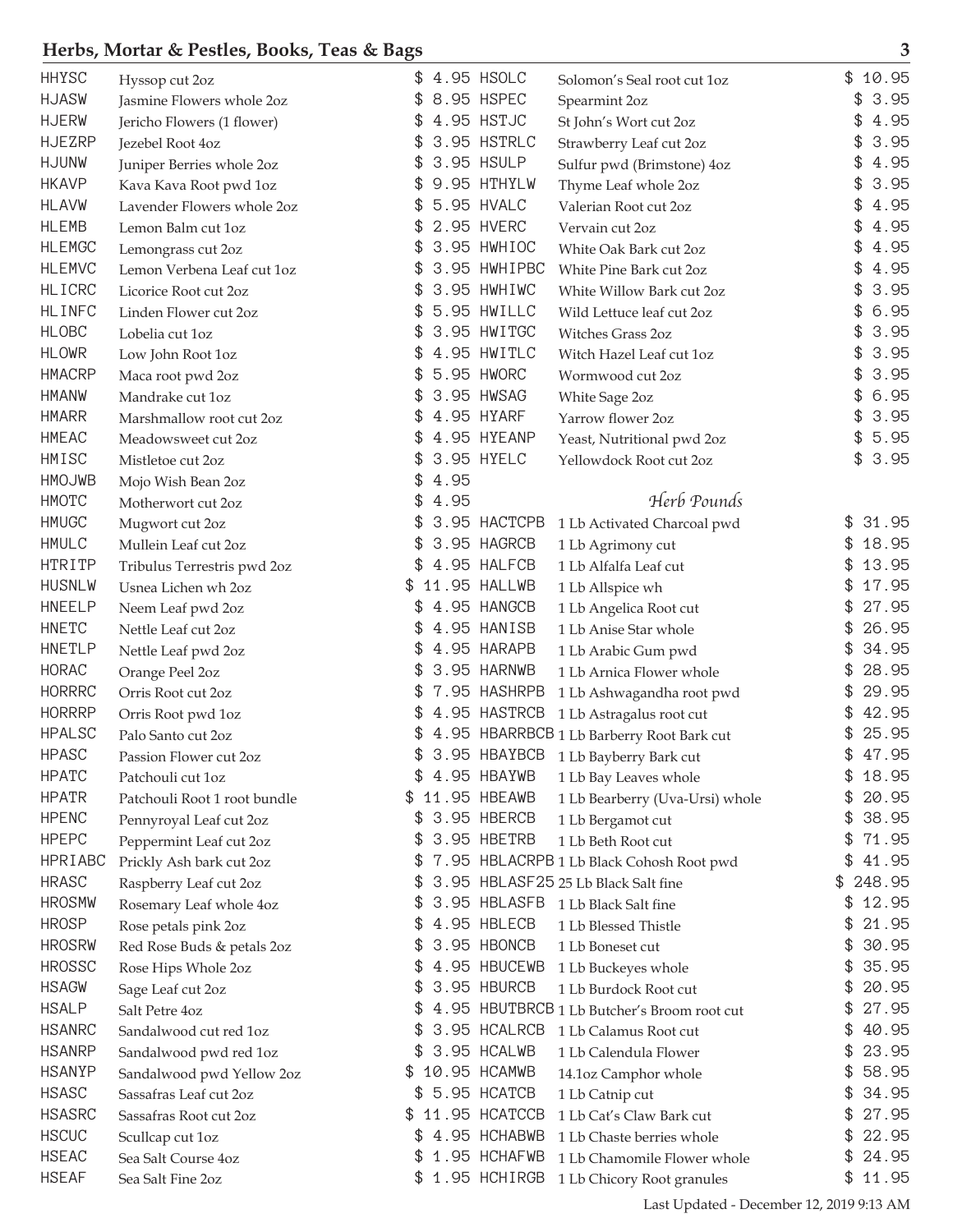## Herbs, Mortar & Pestles, Books, Teas & Bags

| Code | Item | Price |
|---|---|---|
| HHYSC | Hyssop cut 2oz | $ 4.95 |
| HJASW | Jasmine Flowers whole 2oz | $ 8.95 |
| HJERW | Jericho Flowers (1 flower) | $ 4.95 |
| HJEZRP | Jezebel Root 4oz | $ 3.95 |
| HJUNW | Juniper Berries whole 2oz | $ 3.95 |
| HKAVP | Kava Kava Root pwd 1oz | $ 9.95 |
| HLAVW | Lavender Flowers whole 2oz | $ 5.95 |
| HLEMB | Lemon Balm cut 1oz | $ 2.95 |
| HLEMGC | Lemongrass cut 2oz | $ 3.95 |
| HLEMVC | Lemon Verbena Leaf cut 1oz | $ 3.95 |
| HLICRC | Licorice Root cut 2oz | $ 3.95 |
| HLINFC | Linden Flower cut 2oz | $ 5.95 |
| HLOBC | Lobelia cut 1oz | $ 3.95 |
| HLOWR | Low John Root 1oz | $ 4.95 |
| HMACRP | Maca root pwd 2oz | $ 5.95 |
| HMANW | Mandrake cut 1oz | $ 3.95 |
| HMARR | Marshmallow root cut 2oz | $ 4.95 |
| HMEAC | Meadowsweet cut 2oz | $ 4.95 |
| HMISC | Mistletoe cut 2oz | $ 3.95 |
| HMOJWB | Mojo Wish Bean 2oz | $ 4.95 |
| HMOTC | Motherwort cut 2oz | $ 4.95 |
| HMUGC | Mugwort cut 2oz | $ 3.95 |
| HMULC | Mullein Leaf cut 2oz | $ 3.95 |
| HTRITP | Tribulus Terrestris pwd 2oz | $ 4.95 |
| HUSNLW | Usnea Lichen wh 2oz | $ 11.95 |
| HNEELP | Neem Leaf pwd 2oz | $ 4.95 |
| HNETC | Nettle Leaf cut 2oz | $ 4.95 |
| HNETLP | Nettle Leaf pwd 2oz | $ 4.95 |
| HORAC | Orange Peel 2oz | $ 3.95 |
| HORRRC | Orris Root cut 2oz | $ 7.95 |
| HORRRP | Orris Root pwd 1oz | $ 4.95 |
| HPALSC | Palo Santo cut 2oz | $ 4.95 |
| HPASC | Passion Flower cut 2oz | $ 3.95 |
| HPATC | Patchouli cut 1oz | $ 4.95 |
| HPATR | Patchouli Root 1 root bundle | $ 11.95 |
| HPENC | Pennyroyal Leaf cut 2oz | $ 3.95 |
| HPEPC | Peppermint Leaf cut 2oz | $ 3.95 |
| HPRIABC | Prickly Ash bark cut 2oz | $ 7.95 |
| HRASC | Raspberry Leaf cut 2oz | $ 3.95 |
| HROSMW | Rosemary Leaf whole 4oz | $ 3.95 |
| HROSP | Rose petals pink 2oz | $ 4.95 |
| HROSRW | Red Rose Buds & petals 2oz | $ 3.95 |
| HROSSC | Rose Hips Whole 2oz | $ 4.95 |
| HSAGW | Sage Leaf cut 2oz | $ 3.95 |
| HSALP | Salt Petre 4oz | $ 4.95 |
| HSANRC | Sandalwood cut red 1oz | $ 3.95 |
| HSANRP | Sandalwood pwd red 1oz | $ 3.95 |
| HSANYP | Sandalwood pwd Yellow 2oz | $ 10.95 |
| HSASC | Sassafras Leaf cut 2oz | $ 5.95 |
| HSASRC | Sassafras Root cut 2oz | $ 11.95 |
| HSCUC | Scullcap cut 1oz | $ 4.95 |
| HSEAC | Sea Salt Course 4oz | $ 1.95 |
| HSEAF | Sea Salt Fine 2oz | $ 1.95 |
| HSOLC | Solomon's Seal root cut 1oz | $ 10.95 |
| HSPEC | Spearmint 2oz | $ 3.95 |
| HSTJC | St John's Wort cut 2oz | $ 4.95 |
| HSTRLC | Strawberry Leaf cut 2oz | $ 3.95 |
| HSULP | Sulfur pwd (Brimstone) 4oz | $ 4.95 |
| HTHYLW | Thyme Leaf whole 2oz | $ 3.95 |
| HVALC | Valerian Root cut 2oz | $ 4.95 |
| HVERC | Vervain cut 2oz | $ 4.95 |
| HWHIOC | White Oak Bark cut 2oz | $ 4.95 |
| HWHIPBC | White Pine Bark cut 2oz | $ 4.95 |
| HWHIWC | White Willow Bark cut 2oz | $ 3.95 |
| HWILLC | Wild Lettuce leaf cut 2oz | $ 6.95 |
| HWITGC | Witches Grass 2oz | $ 3.95 |
| HWITLC | Witch Hazel Leaf cut 1oz | $ 3.95 |
| HWORC | Wormwood cut 2oz | $ 3.95 |
| HWSAG | White Sage 2oz | $ 6.95 |
| HYARF | Yarrow flower 2oz | $ 3.95 |
| HYEANP | Yeast, Nutritional pwd 2oz | $ 5.95 |
| HYELC | Yellowdock Root cut 2oz | $ 3.95 |

### *Herb Pounds*

| Code | Item | Price |
|---|---|---|
| HACTCPB | 1 Lb Activated Charcoal pwd | $ 31.95 |
| HAGRCB | 1 Lb Agrimony cut | $ 18.95 |
| HALFCB | 1 Lb Alfalfa Leaf cut | $ 13.95 |
| HALLWB | 1 Lb Allspice wh | $ 17.95 |
| HANGCB | 1 Lb Angelica Root cut | $ 27.95 |
| HANISB | 1 Lb Anise Star whole | $ 26.95 |
| HARAPB | 1 Lb Arabic Gum pwd | $ 34.95 |
| HARNWB | 1 Lb Arnica Flower whole | $ 28.95 |
| HASHRPB | 1 Lb Ashwagandha root pwd | $ 29.95 |
| HASTRCB | 1 Lb Astragalus root cut | $ 42.95 |
| HBARRBCB | 1 Lb Barberry Root Bark cut | $ 25.95 |
| HBAYBCB | 1 Lb Bayberry Bark cut | $ 47.95 |
| HBAYWB | 1 Lb Bay Leaves whole | $ 18.95 |
| HBEAWB | 1 Lb Bearberry (Uva-Ursi) whole | $ 20.95 |
| HBERCB | 1 Lb Bergamot cut | $ 38.95 |
| HBETRB | 1 Lb Beth Root cut | $ 71.95 |
| HBLACRPB | 1 Lb Black Cohosh Root pwd | $ 41.95 |
| HBLASF25 | 25 Lb Black Salt fine | $ 248.95 |
| HBLASFB | 1 Lb Black Salt fine | $ 12.95 |
| HBLECB | 1 Lb Blessed Thistle | $ 21.95 |
| HBONCB | 1 Lb Boneset cut | $ 30.95 |
| HBUCEWB | 1 Lb Buckeyes whole | $ 35.95 |
| HBURCB | 1 Lb Burdock Root cut | $ 20.95 |
| HBUTBRCB | 1 Lb Butcher's Broom root cut | $ 27.95 |
| HCALRCB | 1 Lb Calamus Root cut | $ 40.95 |
| HCALWB | 1 Lb Calendula Flower | $ 23.95 |
| HCAMWB | 14.1oz Camphor whole | $ 58.95 |
| HCATCB | 1 Lb Catnip cut | $ 34.95 |
| HCATCCB | 1 Lb Cat's Claw Bark cut | $ 27.95 |
| HCHABWB | 1 Lb Chaste berries whole | $ 22.95 |
| HCHAFWB | 1 Lb Chamomile Flower whole | $ 24.95 |
| HCHIRGB | 1 Lb Chicory Root granules | $ 11.95 |

Last Updated - December 12, 2019 9:13 AM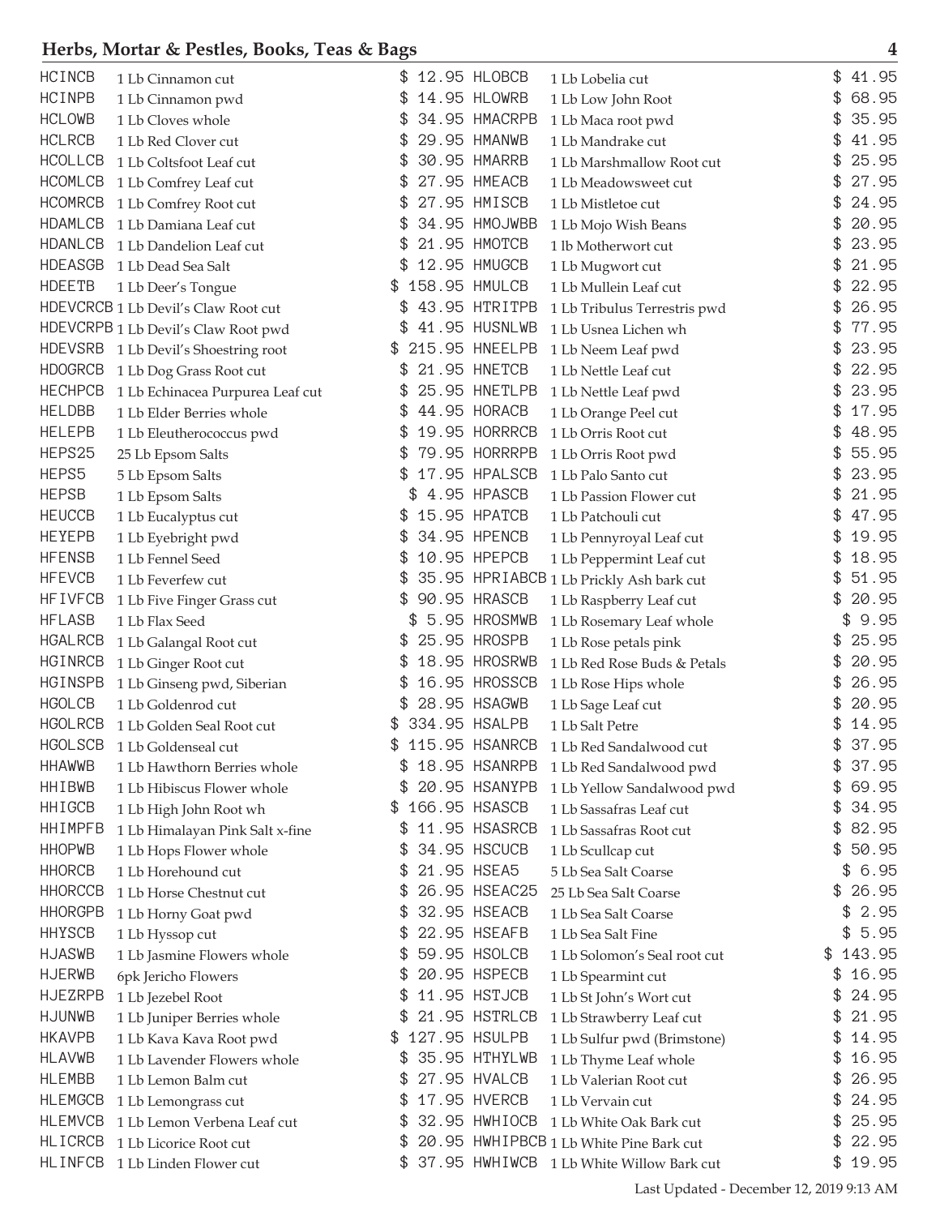## Herbs, Mortar & Pestles, Books, Teas & Bags

| Code | Description | Price |
|---|---|---|
| HCINCB | 1 Lb Cinnamon cut | $ 12.95 |
| HCINPB | 1 Lb Cinnamon pwd | $ 14.95 |
| HCLOWB | 1 Lb Cloves whole | $ 34.95 |
| HCLRCB | 1 Lb Red Clover cut | $ 29.95 |
| HCOLLCB | 1 Lb Coltsfoot Leaf cut | $ 30.95 |
| HCOMLCB | 1 Lb Comfrey Leaf cut | $ 27.95 |
| HCOMRCB | 1 Lb Comfrey Root cut | $ 27.95 |
| HDAMLCB | 1 Lb Damiana Leaf cut | $ 34.95 |
| HDANLCB | 1 Lb Dandelion Leaf cut | $ 21.95 |
| HDEASGB | 1 Lb Dead Sea Salt | $ 12.95 |
| HDEETB | 1 Lb Deer's Tongue | $ 158.95 |
| HDEVCRCB | 1 Lb Devil's Claw Root cut | $ 43.95 |
| HDEVCRPB | 1 Lb Devil's Claw Root pwd | $ 41.95 |
| HDEVSRB | 1 Lb Devil's Shoestring root | $ 215.95 |
| HDOGRCB | 1 Lb Dog Grass Root cut | $ 21.95 |
| HECHPCB | 1 Lb Echinacea Purpurea Leaf cut | $ 25.95 |
| HELDBB | 1 Lb Elder Berries whole | $ 44.95 |
| HELEPB | 1 Lb Eleutherococcus pwd | $ 19.95 |
| HEPS25 | 25 Lb Epsom Salts | $ 79.95 |
| HEPS5 | 5 Lb Epsom Salts | $ 17.95 |
| HEPSB | 1 Lb Epsom Salts | $ 4.95 |
| HEUCCB | 1 Lb Eucalyptus cut | $ 15.95 |
| HEYEPB | 1 Lb Eyebright pwd | $ 34.95 |
| HFENSB | 1 Lb Fennel Seed | $ 10.95 |
| HFEVCB | 1 Lb Feverfew cut | $ 35.95 |
| HFIVFCB | 1 Lb Five Finger Grass cut | $ 90.95 |
| HFLASB | 1 Lb Flax Seed | $ 5.95 |
| HGALRCB | 1 Lb Galangal Root cut | $ 25.95 |
| HGINRCB | 1 Lb Ginger Root cut | $ 18.95 |
| HGINSPB | 1 Lb Ginseng pwd, Siberian | $ 16.95 |
| HGOLCB | 1 Lb Goldenrod cut | $ 28.95 |
| HGOLRCB | 1 Lb Golden Seal Root cut | $ 334.95 |
| HGOLSCB | 1 Lb Goldenseal cut | $ 115.95 |
| HHAWWB | 1 Lb Hawthorn Berries whole | $ 18.95 |
| HHIBWB | 1 Lb Hibiscus Flower whole | $ 20.95 |
| HHIGCB | 1 Lb High John Root wh | $ 166.95 |
| HHIMPFB | 1 Lb Himalayan Pink Salt x-fine | $ 11.95 |
| HHOPWB | 1 Lb Hops Flower whole | $ 34.95 |
| HHORCB | 1 Lb Horehound cut | $ 21.95 |
| HHORCCB | 1 Lb Horse Chestnut cut | $ 26.95 |
| HHORGPB | 1 Lb Horny Goat pwd | $ 32.95 |
| HHYSCB | 1 Lb Hyssop cut | $ 22.95 |
| HJASWB | 1 Lb Jasmine Flowers whole | $ 59.95 |
| HJERWB | 6pk Jericho Flowers | $ 20.95 |
| HJEZRPB | 1 Lb Jezebel Root | $ 11.95 |
| HJUNWB | 1 Lb Juniper Berries whole | $ 21.95 |
| HKAVPB | 1 Lb Kava Kava Root pwd | $ 127.95 |
| HLAVWB | 1 Lb Lavender Flowers whole | $ 35.95 |
| HLEMBB | 1 Lb Lemon Balm cut | $ 27.95 |
| HLEMGCB | 1 Lb Lemongrass cut | $ 17.95 |
| HLEMVCB | 1 Lb Lemon Verbena Leaf cut | $ 32.95 |
| HLICRCB | 1 Lb Licorice Root cut | $ 20.95 |
| HLINFCB | 1 Lb Linden Flower cut | $ 37.95 |
| HLOBCB | 1 Lb Lobelia cut | $ 41.95 |
| HLOWRB | 1 Lb Low John Root | $ 68.95 |
| HMACRPB | 1 Lb Maca root pwd | $ 35.95 |
| HMANWB | 1 Lb Mandrake cut | $ 41.95 |
| HMARRB | 1 Lb Marshmallow Root cut | $ 25.95 |
| HMEACB | 1 Lb Meadowsweet cut | $ 27.95 |
| HMISCB | 1 Lb Mistletoe cut | $ 24.95 |
| HMOJWBB | 1 Lb Mojo Wish Beans | $ 20.95 |
| HMOTCB | 1 lb Motherwort cut | $ 23.95 |
| HMUGCB | 1 Lb Mugwort cut | $ 21.95 |
| HMULCB | 1 Lb Mullein Leaf cut | $ 22.95 |
| HTRITPB | 1 Lb Tribulus Terrestris pwd | $ 26.95 |
| HUSNLWB | 1 Lb Usnea Lichen wh | $ 77.95 |
| HNEELPB | 1 Lb Neem Leaf pwd | $ 23.95 |
| HNETCB | 1 Lb Nettle Leaf cut | $ 22.95 |
| HNETLPB | 1 Lb Nettle Leaf pwd | $ 23.95 |
| HORACB | 1 Lb Orange Peel cut | $ 17.95 |
| HORRRCB | 1 Lb Orris Root cut | $ 48.95 |
| HORRRPB | 1 Lb Orris Root pwd | $ 55.95 |
| HPALSCB | 1 Lb Palo Santo cut | $ 23.95 |
| HPASCB | 1 Lb Passion Flower cut | $ 21.95 |
| HPATCB | 1 Lb Patchouli cut | $ 47.95 |
| HPENCB | 1 Lb Pennyroyal Leaf cut | $ 19.95 |
| HPEPCB | 1 Lb Peppermint Leaf cut | $ 18.95 |
| HPRIABCB | 1 Lb Prickly Ash bark cut | $ 51.95 |
| HRASCB | 1 Lb Raspberry Leaf cut | $ 20.95 |
| HROSMWB | 1 Lb Rosemary Leaf whole | $ 9.95 |
| HROSPB | 1 Lb Rose petals pink | $ 25.95 |
| HROSRWB | 1 Lb Red Rose Buds & Petals | $ 20.95 |
| HROSSCB | 1 Lb Rose Hips whole | $ 26.95 |
| HSAGWB | 1 Lb Sage Leaf cut | $ 20.95 |
| HSALPB | 1 Lb Salt Petre | $ 14.95 |
| HSANRCB | 1 Lb Red Sandalwood cut | $ 37.95 |
| HSANRPB | 1 Lb Red Sandalwood pwd | $ 37.95 |
| HSANYPB | 1 Lb Yellow Sandalwood pwd | $ 69.95 |
| HSASCB | 1 Lb Sassafras Leaf cut | $ 34.95 |
| HSASRCB | 1 Lb Sassafras Root cut | $ 82.95 |
| HSCUCB | 1 Lb Scullcap cut | $ 50.95 |
| HSEA5 | 5 Lb Sea Salt Coarse | $ 6.95 |
| HSEAC25 | 25 Lb Sea Salt Coarse | $ 26.95 |
| HSEACB | 1 Lb Sea Salt Coarse | $ 2.95 |
| HSEAFB | 1 Lb Sea Salt Fine | $ 5.95 |
| HSOLCB | 1 Lb Solomon's Seal root cut | $ 143.95 |
| HSPECB | 1 Lb Spearmint cut | $ 16.95 |
| HSTJCB | 1 Lb St John's Wort cut | $ 24.95 |
| HSTRLCB | 1 Lb Strawberry Leaf cut | $ 21.95 |
| HSULPB | 1 Lb Sulfur pwd (Brimstone) | $ 14.95 |
| HTHYLWB | 1 Lb Thyme Leaf whole | $ 16.95 |
| HVALCB | 1 Lb Valerian Root cut | $ 26.95 |
| HVERCB | 1 Lb Vervain cut | $ 24.95 |
| HWHIOCB | 1 Lb White Oak Bark cut | $ 25.95 |
| HWHIPBCB | 1 Lb White Pine Bark cut | $ 22.95 |
| HWHIWCB | 1 Lb White Willow Bark cut | $ 19.95 |

Last Updated - December 12, 2019 9:13 AM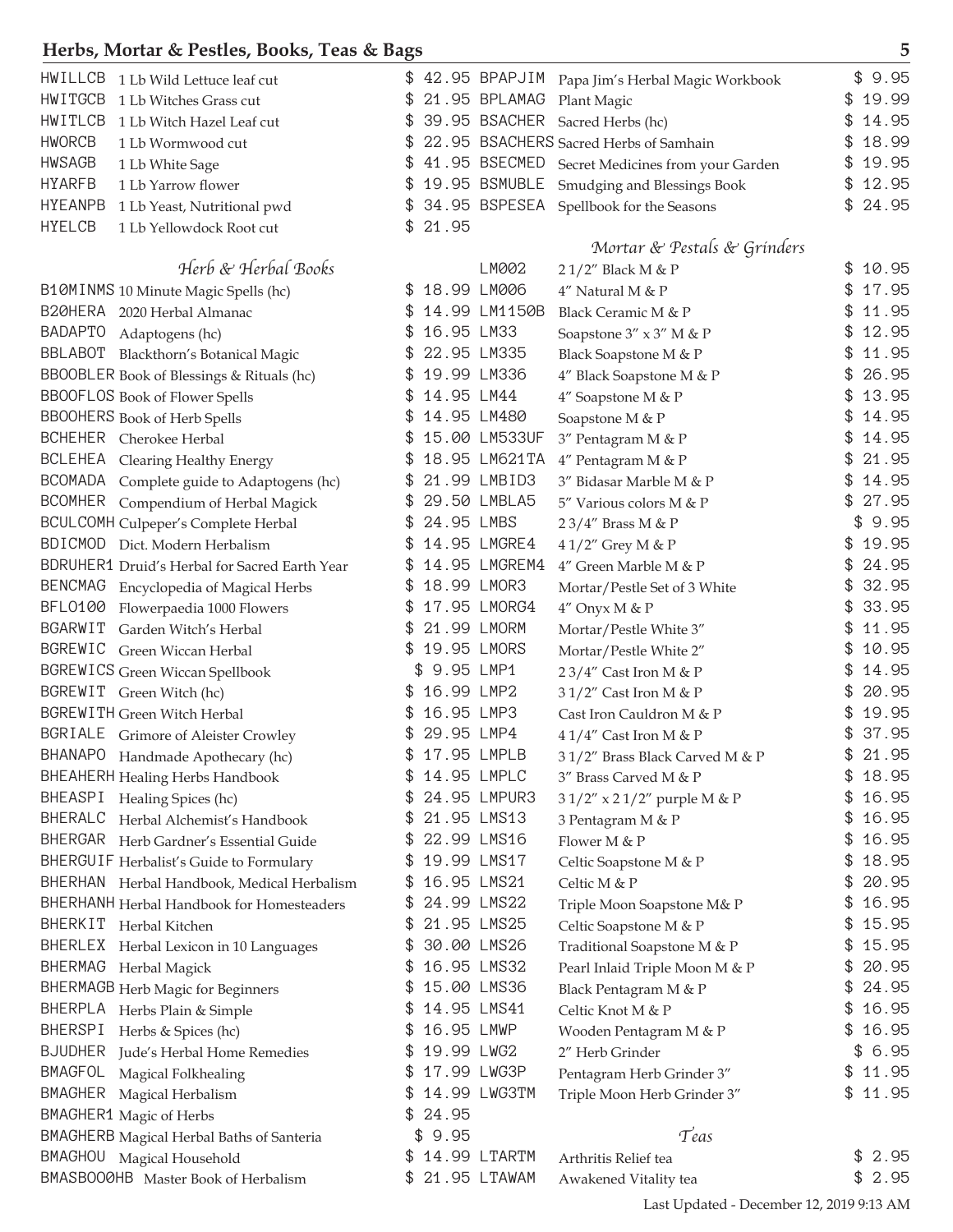## Herbs, Mortar & Pestles, Books, Teas & Bags

| Code | Item | Price |
|---|---|---|
| HWILLCB | 1 Lb Wild Lettuce leaf cut | $ 42.95 |
| HWITGCB | 1 Lb Witches Grass cut | $ 21.95 |
| HWITLCB | 1 Lb Witch Hazel Leaf cut | $ 39.95 |
| HWORCB | 1 Lb Wormwood cut | $ 22.95 |
| HWSAGB | 1 Lb White Sage | $ 41.95 |
| HYARFB | 1 Lb Yarrow flower | $ 19.95 |
| HYEANPB | 1 Lb Yeast, Nutritional pwd | $ 34.95 |
| HYELCB | 1 Lb Yellowdock Root cut | $ 21.95 |

### *Herb & Herbal Books*

| Code | Item | Price |
|---|---|---|
| B10MINMS | 10 Minute Magic Spells (hc) | $ 18.99 |
| B20HERA | 2020 Herbal Almanac | $ 14.99 |
| BADAPTO | Adaptogens (hc) | $ 16.95 |
| BBLABOT | Blackthorn's Botanical Magic | $ 22.95 |
| BBOOBLER | Book of Blessings & Rituals (hc) | $ 19.99 |
| BBOOFLOS | Book of Flower Spells | $ 14.95 |
| BBOOHERS | Book of Herb Spells | $ 14.95 |
| BCHEHER | Cherokee Herbal | $ 15.00 |
| BCLEHEA | Clearing Healthy Energy | $ 18.95 |
| BCOMADA | Complete guide to Adaptogens (hc) | $ 21.99 |
| BCOMHER | Compendium of Herbal Magick | $ 29.50 |
| BCULCOMH | Culpeper's Complete Herbal | $ 24.95 |
| BDICMOD | Dict. Modern Herbalism | $ 14.95 |
| BDRUHER1 | Druid's Herbal for Sacred Earth Year | $ 14.95 |
| BENCMAG | Encyclopedia of Magical Herbs | $ 18.99 |
| BFLO100 | Flowerpaedia 1000 Flowers | $ 17.95 |
| BGARWIT | Garden Witch's Herbal | $ 21.99 |
| BGREWIC | Green Wiccan Herbal | $ 19.95 |
| BGREWICS | Green Wiccan Spellbook | $ 9.95 |
| BGREWIT | Green Witch (hc) | $ 16.99 |
| BGREWITH | Green Witch Herbal | $ 16.95 |
| BGRIALE | Grimore of Aleister Crowley | $ 29.95 |
| BHANAPO | Handmade Apothecary (hc) | $ 17.95 |
| BHEAHERH | Healing Herbs Handbook | $ 14.95 |
| BHEASPI | Healing Spices (hc) | $ 24.95 |
| BHERALC | Herbal Alchemist's Handbook | $ 21.95 |
| BHERGAR | Herb Gardner's Essential Guide | $ 22.99 |
| BHERGUIF | Herbalist's Guide to Formulary | $ 19.99 |
| BHERHAN | Herbal Handbook, Medical Herbalism | $ 16.95 |
| BHERHANH | Herbal Handbook for Homesteaders | $ 24.99 |
| BHERKIT | Herbal Kitchen | $ 21.95 |
| BHERLEX | Herbal Lexicon in 10 Languages | $ 30.00 |
| BHERMAG | Herbal Magick | $ 16.95 |
| BHERMAGB | Herb Magic for Beginners | $ 15.00 |
| BHERPLA | Herbs Plain & Simple | $ 14.95 |
| BHERSPI | Herbs & Spices (hc) | $ 16.95 |
| BJUDHER | Jude's Herbal Home Remedies | $ 19.99 |
| BMAGFOL | Magical Folkhealing | $ 17.99 |
| BMAGHER | Magical Herbalism | $ 14.99 |
| BMAGHER1 | Magic of Herbs | $ 24.95 |
| BMAGHERB | Magical Herbal Baths of Santeria | $ 9.95 |
| BMAGHOU | Magical Household | $ 14.99 |
| BMASBOO0HB | Master Book of Herbalism | $ 21.95 |
| BPAPJIM | Papa Jim's Herbal Magic Workbook | $ 9.95 |
| BPLAMAG | Plant Magic | $ 19.99 |
| BSACHER | Sacred Herbs (hc) | $ 14.95 |
| BSACHERS | Sacred Herbs of Samhain | $ 18.99 |
| BSECMED | Secret Medicines from your Garden | $ 19.95 |
| BSMUBLE | Smudging and Blessings Book | $ 12.95 |
| BSPESEA | Spellbook for the Seasons | $ 24.95 |

### *Mortar & Pestals & Grinders*

| Code | Item | Price |
|---|---|---|
| LM002 | 2 1/2" Black M & P | $ 10.95 |
| LM006 | 4" Natural M & P | $ 17.95 |
| LM1150B | Black Ceramic M & P | $ 11.95 |
| LM33 | Soapstone 3" x 3" M & P | $ 12.95 |
| LM335 | Black Soapstone M & P | $ 11.95 |
| LM336 | 4" Black Soapstone M & P | $ 26.95 |
| LM44 | 4" Soapstone M & P | $ 13.95 |
| LM480 | Soapstone M & P | $ 14.95 |
| LM533UF | 3" Pentagram M & P | $ 14.95 |
| LM621TA | 4" Pentagram M & P | $ 21.95 |
| LMBID3 | 3" Bidasar Marble M & P | $ 14.95 |
| LMBLA5 | 5" Various colors M & P | $ 27.95 |
| LMBS | 2 3/4" Brass M & P | $ 9.95 |
| LMGRE4 | 4 1/2" Grey M & P | $ 19.95 |
| LMGREM4 | 4" Green Marble M & P | $ 24.95 |
| LMOR3 | Mortar/Pestle Set of 3 White | $ 32.95 |
| LMORG4 | 4" Onyx M & P | $ 33.95 |
| LMORM | Mortar/Pestle White 3" | $ 11.95 |
| LMORS | Mortar/Pestle White 2" | $ 10.95 |
| LMP1 | 2 3/4" Cast Iron M & P | $ 14.95 |
| LMP2 | 3 1/2" Cast Iron M & P | $ 20.95 |
| LMP3 | Cast Iron Cauldron M & P | $ 19.95 |
| LMP4 | 4 1/4" Cast Iron M & P | $ 37.95 |
| LMPLB | 3 1/2" Brass Black Carved M & P | $ 21.95 |
| LMPLC | 3" Brass Carved M & P | $ 18.95 |
| LMPUR3 | 3 1/2" x 2 1/2" purple M & P | $ 16.95 |
| LMS13 | 3 Pentagram M & P | $ 16.95 |
| LMS16 | Flower M & P | $ 16.95 |
| LMS17 | Celtic Soapstone M & P | $ 18.95 |
| LMS21 | Celtic M & P | $ 20.95 |
| LMS22 | Triple Moon Soapstone M& P | $ 16.95 |
| LMS25 | Celtic Soapstone M & P | $ 15.95 |
| LMS26 | Traditional Soapstone M & P | $ 15.95 |
| LMS32 | Pearl Inlaid Triple Moon M & P | $ 20.95 |
| LMS36 | Black Pentagram M & P | $ 24.95 |
| LMS41 | Celtic Knot M & P | $ 16.95 |
| LMWP | Wooden Pentagram M & P | $ 16.95 |
| LWG2 | 2" Herb Grinder | $ 6.95 |
| LWG3P | Pentagram Herb Grinder 3" | $ 11.95 |
| LWG3TM | Triple Moon Herb Grinder 3" | $ 11.95 |

### *Teas*

| Code | Item | Price |
|---|---|---|
| LTARTM | Arthritis Relief tea | $ 2.95 |
| LTAWAM | Awakened Vitality tea | $ 2.95 |

Last Updated - December 12, 2019 9:13 AM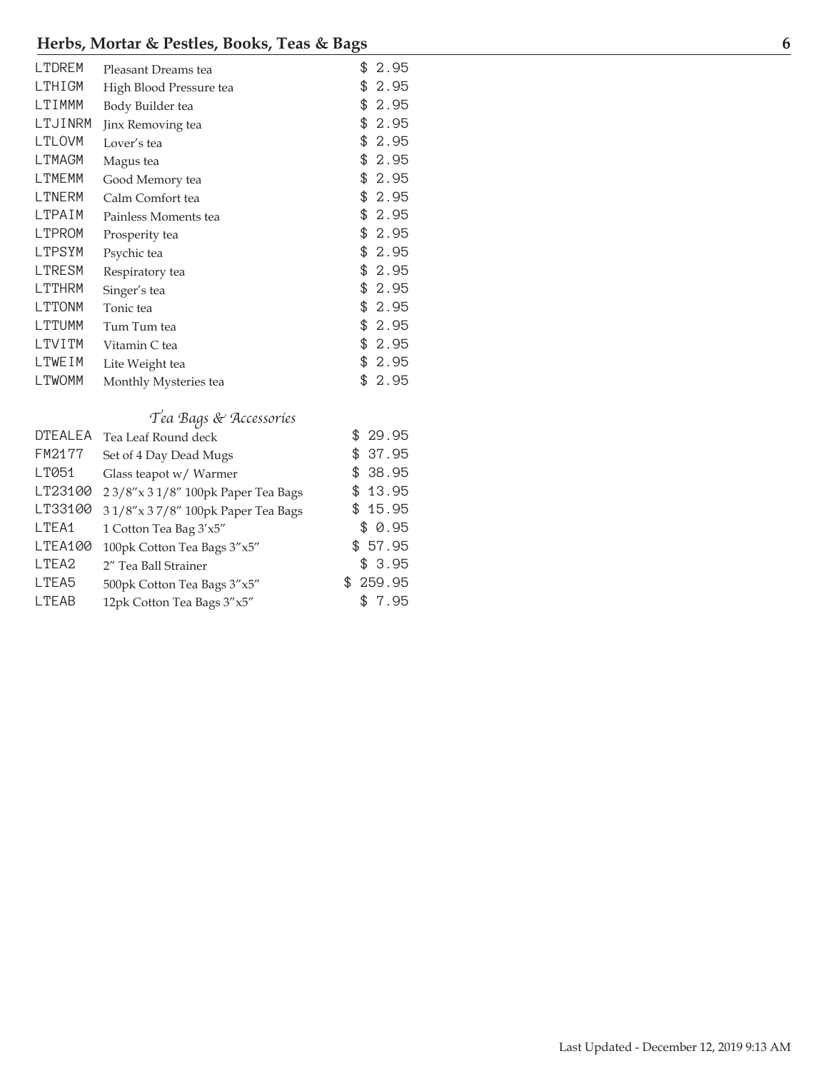| | | |
|---|---|---|
| LTDREM | Pleasant Dreams tea | $ 2.95 |
| LTHIGM | High Blood Pressure tea | $ 2.95 |
| LTIMMM | Body Builder tea | $ 2.95 |
| LTJINRM | Jinx Removing tea | $ 2.95 |
| LTLOVM | Lover's tea | $ 2.95 |
| LTMAGM | Magus tea | $ 2.95 |
| LTMEMM | Good Memory tea | $ 2.95 |
| LTNERM | Calm Comfort tea | $ 2.95 |
| LTPAIM | Painless Moments tea | $ 2.95 |
| LTPROM | Prosperity tea | $ 2.95 |
| LTPSYM | Psychic tea | $ 2.95 |
| LTRESM | Respiratory tea | $ 2.95 |
| LTTHRM | Singer's tea | $ 2.95 |
| LTTONM | Tonic tea | $ 2.95 |
| LTTUMM | Tum Tum tea | $ 2.95 |
| LTVITM | Vitamin C tea | $ 2.95 |
| LTWEIM | Lite Weight tea | $ 2.95 |
| LTWOMM | Monthly Mysteries tea | $ 2.95 |

## *Tea Bags & Accessories*

| | | |
|---|---|---|
| DTEALEA | Tea Leaf Round deck | $ 29.95 |
| FM2177 | Set of 4 Day Dead Mugs | $ 37.95 |
| LT051 | Glass teapot w/ Warmer | $ 38.95 |
| LT23100 | 2 3/8″ x 3 1/8″ 100pk Paper Tea Bags | $ 13.95 |
| LT33100 | 3 1/8″ x 3 7/8″ 100pk Paper Tea Bags | $ 15.95 |
| LTEA1 | 1 Cotton Tea Bag 3′x5″ | $ 0.95 |
| LTEA100 | 100pk Cotton Tea Bags 3″x5″ | $ 57.95 |
| LTEA2 | 2″ Tea Ball Strainer | $ 3.95 |
| LTEA5 | 500pk Cotton Tea Bags 3″x5″ | $ 259.95 |
| LTEAB | 12pk Cotton Tea Bags 3″x5″ | $ 7.95 |

Last Updated - December 12, 2019 9:13 AM